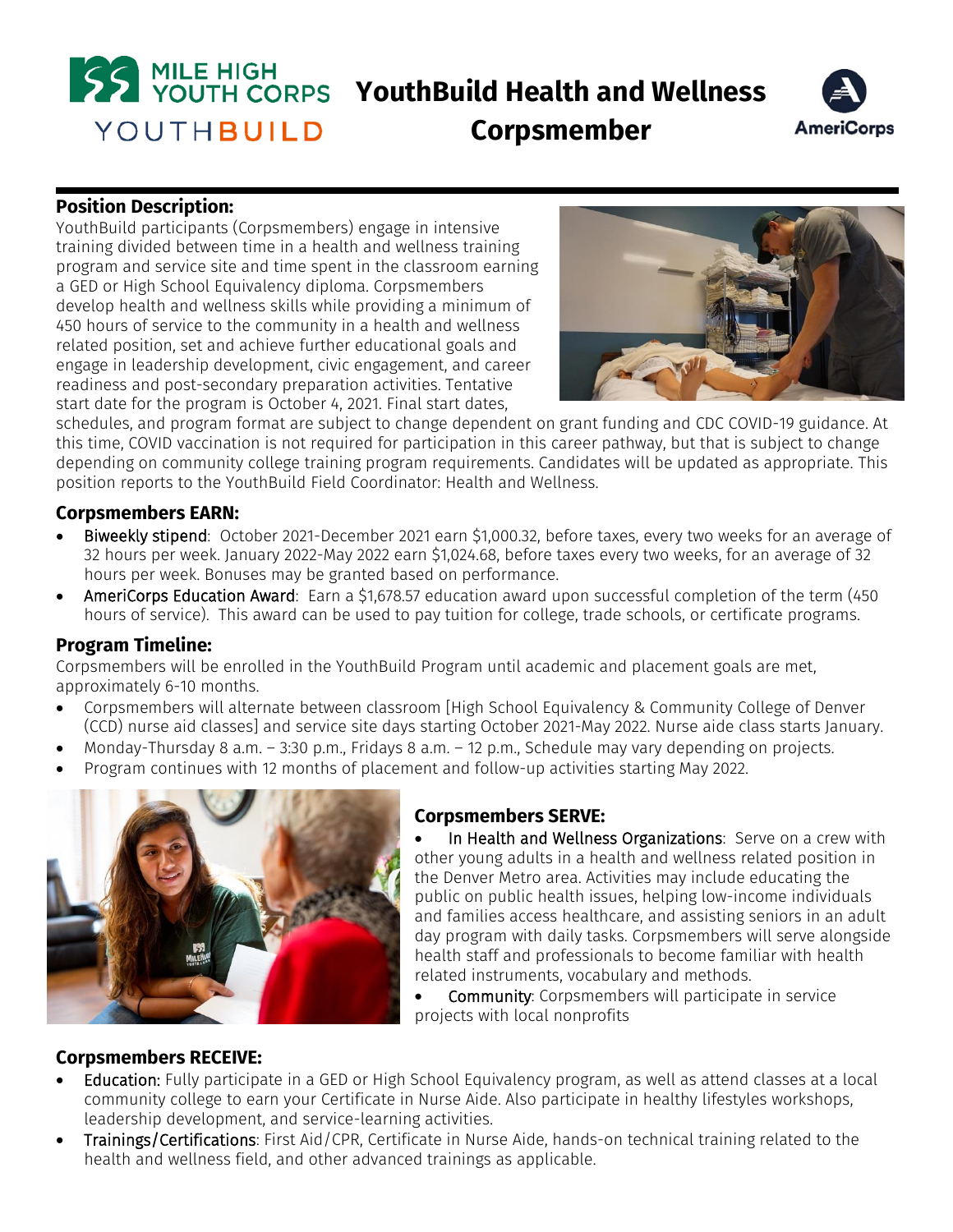# YouthBuild Health and Wellness Corpsmember

MILE HIGH YOUTH CORPS YOUTHBUILD

AmeriCorps

## Position Description:

YouthBuild participants (Corpsmembers) engage in intensive training divided between time in a health and wellness training program and service site and time spent in the classroom earning a GED or High School Equivalency diploma. Corpsmembers develop health and wellness skills while providing a minimum of 450 hours of service to the community in a health and wellness related position, set and achieve further educational goals and engage in leadership development, civic engagement, and career readiness and post-secondary preparation activities. Tentative start date for the program is October 4, 2021. Final start dates, schedules, and program format are subject to change dependent on grant funding and CDC COVID-19 guidance. At this time, COVID vaccination is not required for participation in this career pathway, but that is subject to change depending on community college training program requirements. Candidates will be updated as appropriate. This position reports to the YouthBuild Field Coordinator: Health and Wellness.

## Corpsmembers EARN:

- Biweekly stipend: October 2021-December 2021 earn $1,000.32, before taxes, every two weeks for an average of 32 hours per week. January 2022-May 2022 earn $1,024.68, before taxes every two weeks, for an average of 32 hours per week. Bonuses may be granted based on performance.
- AmeriCorps Education Award: Earn a $1,678.57 education award upon successful completion of the term (450 hours of service). This award can be used to pay tuition for college, trade schools, or certificate programs.

## Program Timeline:

Corpsmembers will be enrolled in the YouthBuild Program until academic and placement goals are met, approximately 6-10 months.

- Corpsmembers will alternate between classroom [High School Equivalency & Community College of Denver (CCD) nurse aid classes] and service site days starting October 2021-May 2022. Nurse aide class starts January.
- Monday-Thursday 8 a.m. – 3:30 p.m., Fridays 8 a.m. – 12 p.m., Schedule may vary depending on projects.
- Program continues with 12 months of placement and follow-up activities starting May 2022.

## Corpsmembers SERVE:

- In Health and Wellness Organizations: Serve on a crew with other young adults in a health and wellness related position in the Denver Metro area. Activities may include educating the public on public health issues, helping low-income individuals and families access healthcare, and assisting seniors in an adult day program with daily tasks. Corpsmembers will serve alongside health staff and professionals to become familiar with health related instruments, vocabulary and methods.
- Community: Corpsmembers will participate in service projects with local nonprofits

## Corpsmembers RECEIVE:

- Education: Fully participate in a GED or High School Equivalency program, as well as attend classes at a local community college to earn your Certificate in Nurse Aide. Also participate in healthy lifestyles workshops, leadership development, and service-learning activities.
- Trainings/Certifications: First Aid/CPR, Certificate in Nurse Aide, hands-on technical training related to the health and wellness field, and other advanced trainings as applicable.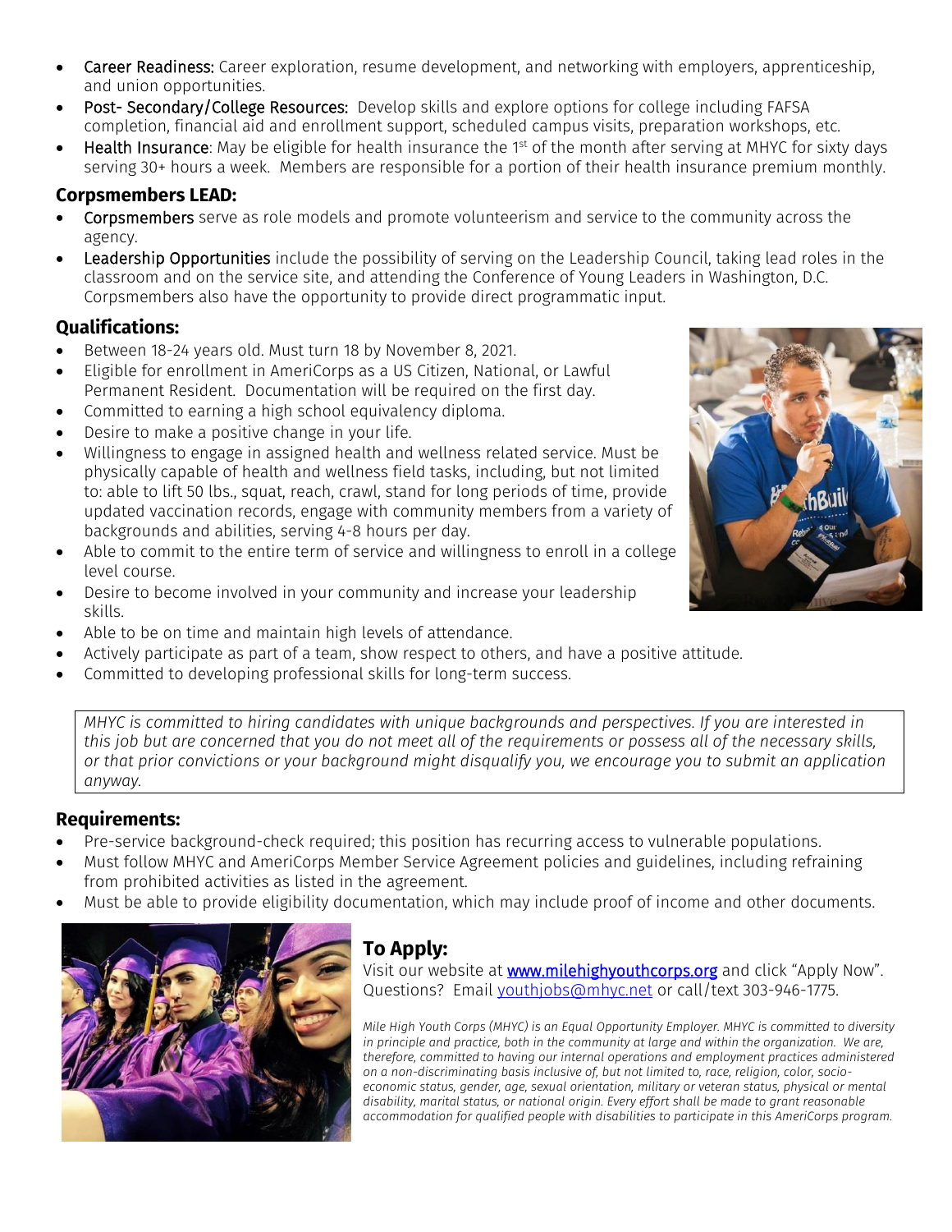- Career Readiness: Career exploration, resume development, and networking with employers, apprenticeship, and union opportunities.
- Post- Secondary/College Resources: Develop skills and explore options for college including FAFSA completion, financial aid and enrollment support, scheduled campus visits, preparation workshops, etc.
- Health Insurance: May be eligible for health insurance the 1st of the month after serving at MHYC for sixty days serving 30+ hours a week. Members are responsible for a portion of their health insurance premium monthly.

## Corpsmembers LEAD:

- Corpsmembers serve as role models and promote volunteerism and service to the community across the agency.
- Leadership Opportunities include the possibility of serving on the Leadership Council, taking lead roles in the classroom and on the service site, and attending the Conference of Young Leaders in Washington, D.C. Corpsmembers also have the opportunity to provide direct programmatic input.

## Qualifications:

- Between 18-24 years old. Must turn 18 by November 8, 2021.
- Eligible for enrollment in AmeriCorps as a US Citizen, National, or Lawful Permanent Resident. Documentation will be required on the first day.
- Committed to earning a high school equivalency diploma.
- Desire to make a positive change in your life.
- Willingness to engage in assigned health and wellness related service. Must be physically capable of health and wellness field tasks, including, but not limited to: able to lift 50 lbs., squat, reach, crawl, stand for long periods of time, provide updated vaccination records, engage with community members from a variety of backgrounds and abilities, serving 4-8 hours per day.
- Able to commit to the entire term of service and willingness to enroll in a college level course.
- Desire to become involved in your community and increase your leadership skills.
- Able to be on time and maintain high levels of attendance.
- Actively participate as part of a team, show respect to others, and have a positive attitude.
- Committed to developing professional skills for long-term success.

*MHYC is committed to hiring candidates with unique backgrounds and perspectives. If you are interested in this job but are concerned that you do not meet all of the requirements or possess all of the necessary skills, or that prior convictions or your background might disqualify you, we encourage you to submit an application anyway.*

## Requirements:

- Pre-service background-check required; this position has recurring access to vulnerable populations.
- Must follow MHYC and AmeriCorps Member Service Agreement policies and guidelines, including refraining from prohibited activities as listed in the agreement.
- Must be able to provide eligibility documentation, which may include proof of income and other documents.

## To Apply:

Visit our website at www.milehighyouthcorps.org and click "Apply Now". Questions? Email youthjobs@mhyc.net or call/text 303-946-1775.

*Mile High Youth Corps (MHYC) is an Equal Opportunity Employer. MHYC is committed to diversity in principle and practice, both in the community at large and within the organization. We are, therefore, committed to having our internal operations and employment practices administered on a non-discriminating basis inclusive of, but not limited to, race, religion, color, socio-economic status, gender, age, sexual orientation, military or veteran status, physical or mental disability, marital status, or national origin. Every effort shall be made to grant reasonable accommodation for qualified people with disabilities to participate in this AmeriCorps program.*